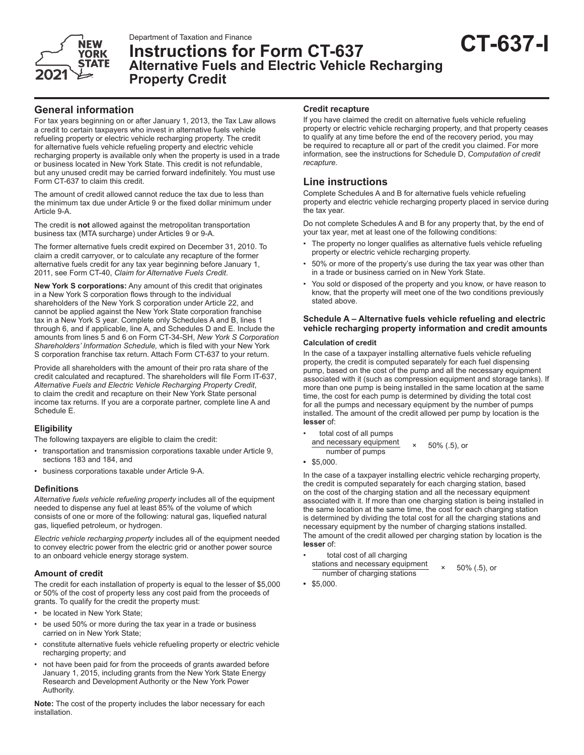Department of Taxation and Finance

# Instructions for Form CT-637

## Alternative Fuels and Electric Vehicle Recharging Property Credit

**CT-637-I**

## General information

For tax years beginning on or after January 1, 2013, the Tax Law allows a credit to certain taxpayers who invest in alternative fuels vehicle refueling property or electric vehicle recharging property. The credit for alternative fuels vehicle refueling property and electric vehicle recharging property is available only when the property is used in a trade or business located in New York State. This credit is not refundable, but any unused credit may be carried forward indefinitely. You must use Form CT-637 to claim this credit.

The amount of credit allowed cannot reduce the tax due to less than the minimum tax due under Article 9 or the fixed dollar minimum under Article 9-A.

The credit is **not** allowed against the metropolitan transportation business tax (MTA surcharge) under Articles 9 or 9-A.

The former alternative fuels credit expired on December 31, 2010. To claim a credit carryover, or to calculate any recapture of the former alternative fuels credit for any tax year beginning before January 1, 2011, see Form CT-40, *Claim for Alternative Fuels Credit*.

**New York S corporations:** Any amount of this credit that originates in a New York S corporation flows through to the individual shareholders of the New York S corporation under Article 22, and cannot be applied against the New York State corporation franchise tax in a New York S year. Complete only Schedules A and B, lines 1 through 6, and if applicable, line A, and Schedules D and E. Include the amounts from lines 5 and 6 on Form CT-34-SH, *New York S Corporation Shareholders' Information Schedule,* which is filed with your New York S corporation franchise tax return. Attach Form CT-637 to your return.

Provide all shareholders with the amount of their pro rata share of the credit calculated and recaptured. The shareholders will file Form IT-637, *Alternative Fuels and Electric Vehicle Recharging Property Credit*, to claim the credit and recapture on their New York State personal income tax returns. If you are a corporate partner, complete line A and Schedule E.

### Eligibility

The following taxpayers are eligible to claim the credit:

- transportation and transmission corporations taxable under Article 9, sections 183 and 184, and
- business corporations taxable under Article 9-A.

### Definitions

*Alternative fuels vehicle refueling property* includes all of the equipment needed to dispense any fuel at least 85% of the volume of which consists of one or more of the following: natural gas, liquefied natural gas, liquefied petroleum, or hydrogen.

*Electric vehicle recharging property* includes all of the equipment needed to convey electric power from the electric grid or another power source to an onboard vehicle energy storage system.

### Amount of credit

The credit for each installation of property is equal to the lesser of $5,000 or 50% of the cost of property less any cost paid from the proceeds of grants. To qualify for the credit the property must:

- be located in New York State;
- be used 50% or more during the tax year in a trade or business carried on in New York State;
- constitute alternative fuels vehicle refueling property or electric vehicle recharging property; and
- not have been paid for from the proceeds of grants awarded before January 1, 2015, including grants from the New York State Energy Research and Development Authority or the New York Power Authority.

**Note:** The cost of the property includes the labor necessary for each installation.

### Credit recapture

If you have claimed the credit on alternative fuels vehicle refueling property or electric vehicle recharging property, and that property ceases to qualify at any time before the end of the recovery period, you may be required to recapture all or part of the credit you claimed. For more information, see the instructions for Schedule D, *Computation of credit recapture*.

## Line instructions

Complete Schedules A and B for alternative fuels vehicle refueling property and electric vehicle recharging property placed in service during the tax year.

Do not complete Schedules A and B for any property that, by the end of your tax year, met at least one of the following conditions:

- The property no longer qualifies as alternative fuels vehicle refueling property or electric vehicle recharging property.
- 50% or more of the property's use during the tax year was other than in a trade or business carried on in New York State.
- You sold or disposed of the property and you know, or have reason to know, that the property will meet one of the two conditions previously stated above.

### Schedule A – Alternative fuels vehicle refueling and electric vehicle recharging property information and credit amounts

#### Calculation of credit

In the case of a taxpayer installing alternative fuels vehicle refueling property, the credit is computed separately for each fuel dispensing pump, based on the cost of the pump and all the necessary equipment associated with it (such as compression equipment and storage tanks). If more than one pump is being installed in the same location at the same time, the cost for each pump is determined by dividing the total cost for all the pumps and necessary equipment by the number of pumps installed. The amount of the credit allowed per pump by location is the **lesser** of:

- $$\frac{\text{total cost of all pumps and necessary equipment}}{\text{number of pumps}} \times 50\% \ (.5), \text{ or}$$
- $5,000.

In the case of a taxpayer installing electric vehicle recharging property, the credit is computed separately for each charging station, based on the cost of the charging station and all the necessary equipment associated with it. If more than one charging station is being installed in the same location at the same time, the cost for each charging station is determined by dividing the total cost for all the charging stations and necessary equipment by the number of charging stations installed. The amount of the credit allowed per charging station by location is the **lesser** of:

- $$\frac{\text{total cost of all charging stations and necessary equipment}}{\text{number of charging stations}} \times 50\% \ (.5), \text{ or}$$
- $5,000.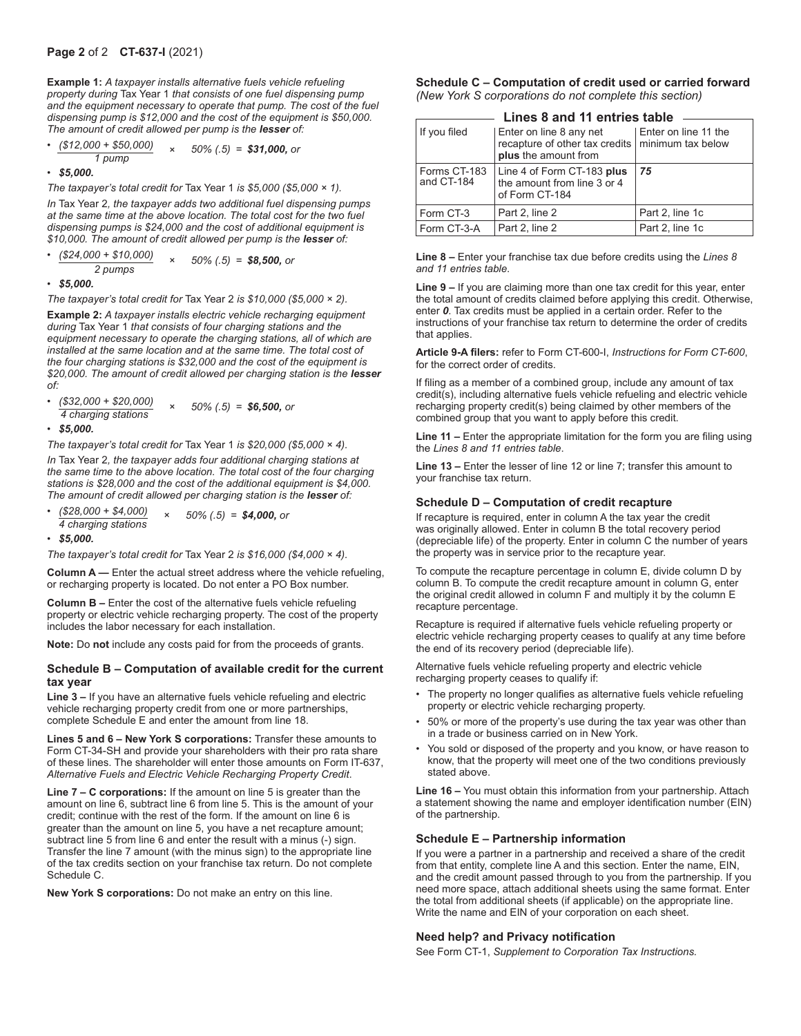**Example 1:** *A taxpayer installs alternative fuels vehicle refueling property during* Tax Year 1 *that consists of one fuel dispensing pump and the equipment necessary to operate that pump. The cost of the fuel dispensing pump is $12,000 and the cost of the equipment is $50,000. The amount of credit allowed per pump is the* ***lesser*** *of:*

- $\dfrac{(\$12{,}000 + \$50{,}000)}{1 \text{ pump}} \times 50\% \ (.5) = \mathbf{\$31{,}000}$, *or*
- ***$5,000.***

*The taxpayer's total credit for* Tax Year 1 *is $5,000 ($5,000 × 1).*

*In* Tax Year 2*, the taxpayer adds two additional fuel dispensing pumps at the same time at the above location. The total cost for the two fuel dispensing pumps is $24,000 and the cost of additional equipment is $10,000. The amount of credit allowed per pump is the* ***lesser*** *of:*

- $\dfrac{(\$24{,}000 + \$10{,}000)}{2 \text{ pumps}} \times 50\% \ (.5) = \mathbf{\$8{,}500}$, *or*
- ***$5,000.***

*The taxpayer's total credit for* Tax Year 2 *is $10,000 ($5,000 × 2).*

**Example 2:** *A taxpayer installs electric vehicle recharging equipment during* Tax Year 1 *that consists of four charging stations and the equipment necessary to operate the charging stations, all of which are installed at the same location and at the same time. The total cost of the four charging stations is $32,000 and the cost of the equipment is $20,000. The amount of credit allowed per charging station is the* ***lesser*** *of:*

- $\dfrac{(\$32{,}000 + \$20{,}000)}{4 \text{ charging stations}} \times 50\% \ (.5) = \mathbf{\$6{,}500}$, *or*
- ***$5,000.***

*The taxpayer's total credit for* Tax Year 1 *is $20,000 ($5,000 × 4).*

*In* Tax Year 2*, the taxpayer adds four additional charging stations at the same time to the above location. The total cost of the four charging stations is $28,000 and the cost of the additional equipment is $4,000. The amount of credit allowed per charging station is the* ***lesser*** *of:*

- $\dfrac{(\$28{,}000 + \$4{,}000)}{4 \text{ charging stations}} \times 50\% \ (.5) = \mathbf{\$4{,}000}$, *or*
- ***$5,000.***

*The taxpayer's total credit for* Tax Year 2 *is $16,000 ($4,000 × 4).*

**Column A —** Enter the actual street address where the vehicle refueling, or recharging property is located. Do not enter a PO Box number.

**Column B –** Enter the cost of the alternative fuels vehicle refueling property or electric vehicle recharging property. The cost of the property includes the labor necessary for each installation.

**Note:** Do **not** include any costs paid for from the proceeds of grants.

### Schedule B – Computation of available credit for the current tax year

**Line 3 –** If you have an alternative fuels vehicle refueling and electric vehicle recharging property credit from one or more partnerships, complete Schedule E and enter the amount from line 18.

**Lines 5 and 6 – New York S corporations:** Transfer these amounts to Form CT-34-SH and provide your shareholders with their pro rata share of these lines. The shareholder will enter those amounts on Form IT-637, *Alternative Fuels and Electric Vehicle Recharging Property Credit*.

**Line 7 – C corporations:** If the amount on line 5 is greater than the amount on line 6, subtract line 6 from line 5. This is the amount of your credit; continue with the rest of the form. If the amount on line 6 is greater than the amount on line 5, you have a net recapture amount; subtract line 5 from line 6 and enter the result with a minus (-) sign. Transfer the line 7 amount (with the minus sign) to the appropriate line of the tax credits section on your franchise tax return. Do not complete Schedule C.

**New York S corporations:** Do not make an entry on this line.

### Schedule C – Computation of credit used or carried forward

*(New York S corporations do not complete this section)*

**Lines 8 and 11 entries table**

| If you filed | Enter on line 8 any net recapture of other tax credits **plus** the amount from | Enter on line 11 the minimum tax below |
|---|---|---|
| Forms CT-183 and CT-184 | Line 4 of Form CT-183 **plus** the amount from line 3 or 4 of Form CT-184 | ***75*** |
| Form CT-3 | Part 2, line 2 | Part 2, line 1c |
| Form CT-3-A | Part 2, line 2 | Part 2, line 1c |

**Line 8 –** Enter your franchise tax due before credits using the *Lines 8 and 11 entries table*.

**Line 9 –** If you are claiming more than one tax credit for this year, enter the total amount of credits claimed before applying this credit. Otherwise, enter ***0***. Tax credits must be applied in a certain order. Refer to the instructions of your franchise tax return to determine the order of credits that applies.

**Article 9-A filers:** refer to Form CT-600-I, *Instructions for Form CT-600*, for the correct order of credits.

If filing as a member of a combined group, include any amount of tax credit(s), including alternative fuels vehicle refueling and electric vehicle recharging property credit(s) being claimed by other members of the combined group that you want to apply before this credit.

**Line 11 –** Enter the appropriate limitation for the form you are filing using the *Lines 8 and 11 entries table*.

**Line 13 –** Enter the lesser of line 12 or line 7; transfer this amount to your franchise tax return.

### Schedule D – Computation of credit recapture

If recapture is required, enter in column A the tax year the credit was originally allowed. Enter in column B the total recovery period (depreciable life) of the property. Enter in column C the number of years the property was in service prior to the recapture year.

To compute the recapture percentage in column E, divide column D by column B. To compute the credit recapture amount in column G, enter the original credit allowed in column F and multiply it by the column E recapture percentage.

Recapture is required if alternative fuels vehicle refueling property or electric vehicle recharging property ceases to qualify at any time before the end of its recovery period (depreciable life).

Alternative fuels vehicle refueling property and electric vehicle recharging property ceases to qualify if:

- The property no longer qualifies as alternative fuels vehicle refueling property or electric vehicle recharging property.
- 50% or more of the property's use during the tax year was other than in a trade or business carried on in New York.
- You sold or disposed of the property and you know, or have reason to know, that the property will meet one of the two conditions previously stated above.

**Line 16 –** You must obtain this information from your partnership. Attach a statement showing the name and employer identification number (EIN) of the partnership.

### Schedule E – Partnership information

If you were a partner in a partnership and received a share of the credit from that entity, complete line A and this section. Enter the name, EIN, and the credit amount passed through to you from the partnership. If you need more space, attach additional sheets using the same format. Enter the total from additional sheets (if applicable) on the appropriate line. Write the name and EIN of your corporation on each sheet.

### Need help? and Privacy notification

See Form CT-1, *Supplement to Corporation Tax Instructions*.